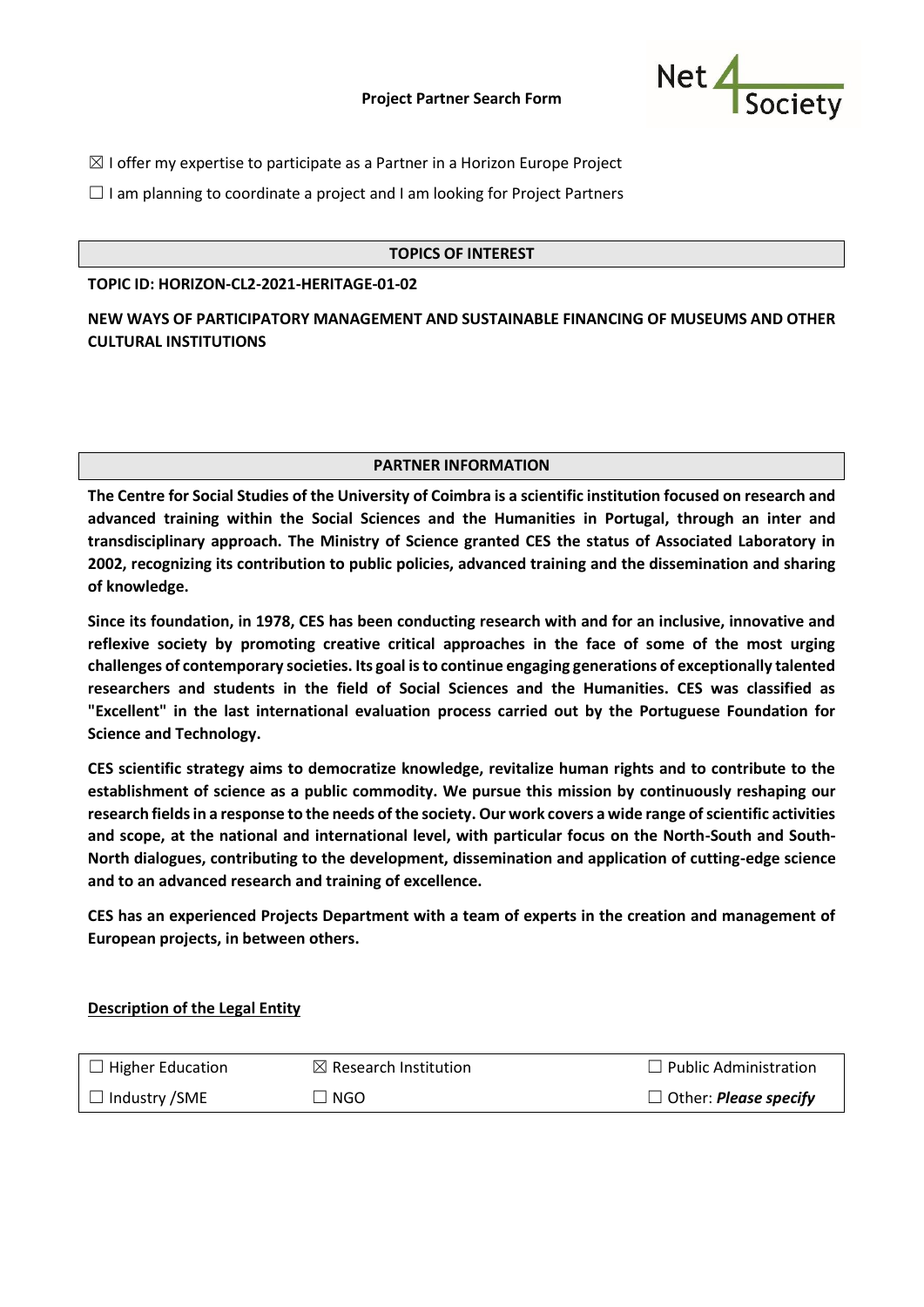**Project Partner Search Form**

☒ I offer my expertise to participate as a Partner in a Horizon Europe Project

☐ I am planning to coordinate a project and I am looking for Project Partners

## TOPICS OF INTEREST

**TOPIC ID: HORIZON-CL2-2021-HERITAGE-01-02**

**NEW WAYS OF PARTICIPATORY MANAGEMENT AND SUSTAINABLE FINANCING OF MUSEUMS AND OTHER CULTURAL INSTITUTIONS**

## PARTNER INFORMATION

**The Centre for Social Studies of the University of Coimbra is a scientific institution focused on research and advanced training within the Social Sciences and the Humanities in Portugal, through an inter and transdisciplinary approach. The Ministry of Science granted CES the status of Associated Laboratory in 2002, recognizing its contribution to public policies, advanced training and the dissemination and sharing of knowledge.**

**Since its foundation, in 1978, CES has been conducting research with and for an inclusive, innovative and reflexive society by promoting creative critical approaches in the face of some of the most urging challenges of contemporary societies. Its goal is to continue engaging generations of exceptionally talented researchers and students in the field of Social Sciences and the Humanities. CES was classified as "Excellent" in the last international evaluation process carried out by the Portuguese Foundation for Science and Technology.**

**CES scientific strategy aims to democratize knowledge, revitalize human rights and to contribute to the establishment of science as a public commodity. We pursue this mission by continuously reshaping our research fields in a response to the needs of the society. Our work covers a wide range of scientific activities and scope, at the national and international level, with particular focus on the North-South and South-North dialogues, contributing to the development, dissemination and application of cutting-edge science and to an advanced research and training of excellence.**

**CES has an experienced Projects Department with a team of experts in the creation and management of European projects, in between others.**

**Description of the Legal Entity**

| ☐ Higher Education | ☒ Research Institution | ☐ Public Administration |
|---|---|---|
| ☐ Industry /SME | ☐ NGO | ☐ Other: ***Please specify*** |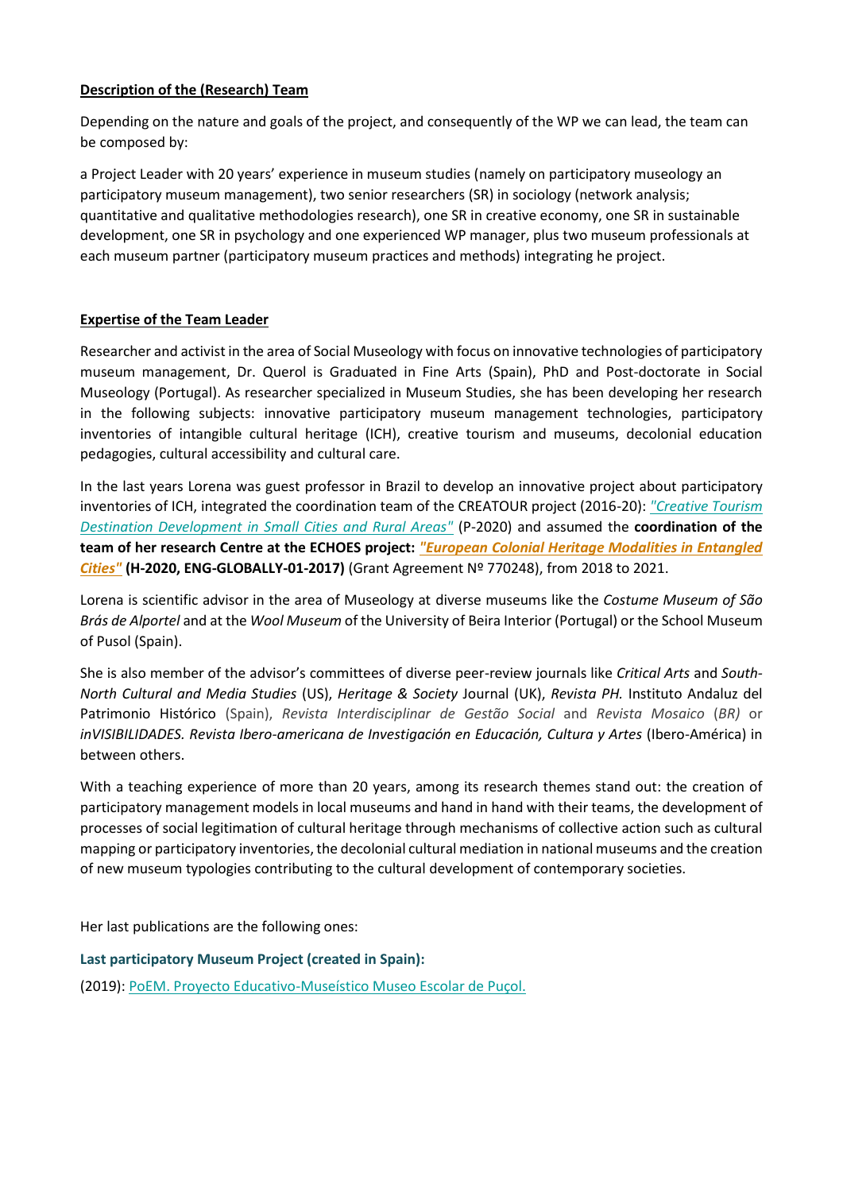**Description of the (Research) Team**

Depending on the nature and goals of the project, and consequently of the WP we can lead, the team can be composed by:

a Project Leader with 20 years' experience in museum studies (namely on participatory museology an participatory museum management), two senior researchers (SR) in sociology (network analysis; quantitative and qualitative methodologies research), one SR in creative economy, one SR in sustainable development, one SR in psychology and one experienced WP manager, plus two museum professionals at each museum partner (participatory museum practices and methods) integrating he project.

**Expertise of the Team Leader**

Researcher and activist in the area of Social Museology with focus on innovative technologies of participatory museum management, Dr. Querol is Graduated in Fine Arts (Spain), PhD and Post-doctorate in Social Museology (Portugal). As researcher specialized in Museum Studies, she has been developing her research in the following subjects: innovative participatory museum management technologies, participatory inventories of intangible cultural heritage (ICH), creative tourism and museums, decolonial education pedagogies, cultural accessibility and cultural care.

In the last years Lorena was guest professor in Brazil to develop an innovative project about participatory inventories of ICH, integrated the coordination team of the CREATOUR project (2016-20): *"Creative Tourism Destination Development in Small Cities and Rural Areas"* (P-2020) and assumed the **coordination of the team of her research Centre at the ECHOES project:** ***"European Colonial Heritage Modalities in Entangled Cities"*** **(H-2020, ENG-GLOBALLY-01-2017)** (Grant Agreement Nº 770248), from 2018 to 2021.

Lorena is scientific advisor in the area of Museology at diverse museums like the *Costume Museum of São Brás de Alportel* and at the *Wool Museum* of the University of Beira Interior (Portugal) or the School Museum of Pusol (Spain).

She is also member of the advisor's committees of diverse peer-review journals like *Critical Arts* and *South-North Cultural and Media Studies* (US), *Heritage & Society* Journal (UK), *Revista PH.* Instituto Andaluz del Patrimonio Histórico (Spain), *Revista Interdisciplinar de Gestão Social* and *Revista Mosaico* (*BR)* or *inVISIBILIDADES. Revista Ibero-americana de Investigación en Educación, Cultura y Artes* (Ibero-América) in between others.

With a teaching experience of more than 20 years, among its research themes stand out: the creation of participatory management models in local museums and hand in hand with their teams, the development of processes of social legitimation of cultural heritage through mechanisms of collective action such as cultural mapping or participatory inventories, the decolonial cultural mediation in national museums and the creation of new museum typologies contributing to the cultural development of contemporary societies.

Her last publications are the following ones:

**Last participatory Museum Project (created in Spain):**

(2019): PoEM. Proyecto Educativo-Museístico Museo Escolar de Puçol.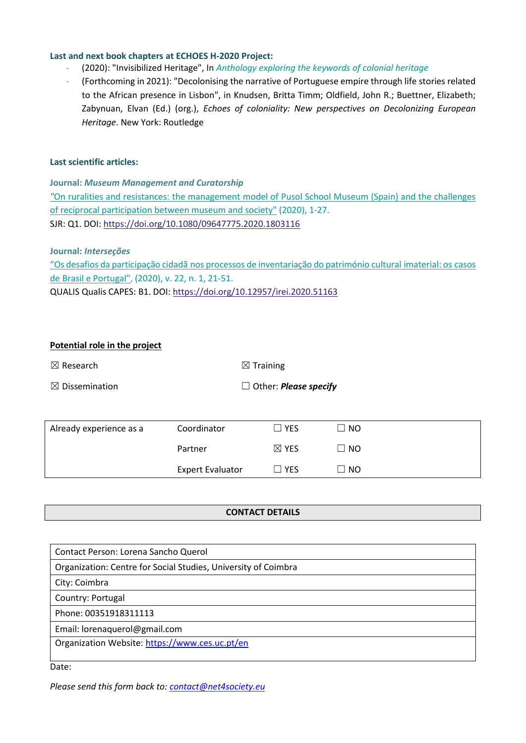**Last and next book chapters at ECHOES H-2020 Project:**

- (2020): "Invisibilized Heritage", In *Anthology exploring the keywords of colonial heritage*
- (Forthcoming in 2021): "Decolonising the narrative of Portuguese empire through life stories related to the African presence in Lisbon", in Knudsen, Britta Timm; Oldfield, John R.; Buettner, Elizabeth; Zabynuan, Elvan (Ed.) (org.), *Echoes of coloniality: New perspectives on Decolonizing European Heritage*. New York: Routledge

**Last scientific articles:**

**Journal: *Museum Management and Curatorship***
"On ruralities and resistances: the management model of Pusol School Museum (Spain) and the challenges of reciprocal participation between museum and society" (2020), 1-27.
SJR: Q1. DOI: https://doi.org/10.1080/09647775.2020.1803116

**Journal: *Interseções***
"Os desafios da participação cidadã nos processos de inventariação do património cultural imaterial: os casos de Brasil e Portugal", (2020), v. 22, n. 1, 21-51.
QUALIS Qualis CAPES: B1. DOI: https://doi.org/10.12957/irei.2020.51163

**Potential role in the project**

☒ Research ☒ Training

☒ Dissemination ☐ Other: ***Please specify***

| | | | |
|---|---|---|---|
| Already experience as a | Coordinator | ☐ YES | ☐ NO |
| | Partner | ☒ YES | ☐ NO |
| | Expert Evaluator | ☐ YES | ☐ NO |

**CONTACT DETAILS**

| |
|---|
| Contact Person: Lorena Sancho Querol |
| Organization: Centre for Social Studies, University of Coimbra |
| City: Coimbra |
| Country: Portugal |
| Phone: 00351918311113 |
| Email: lorenaquerol@gmail.com |
| Organization Website: https://www.ces.uc.pt/en |

Date:

*Please send this form back to: contact@net4society.eu*